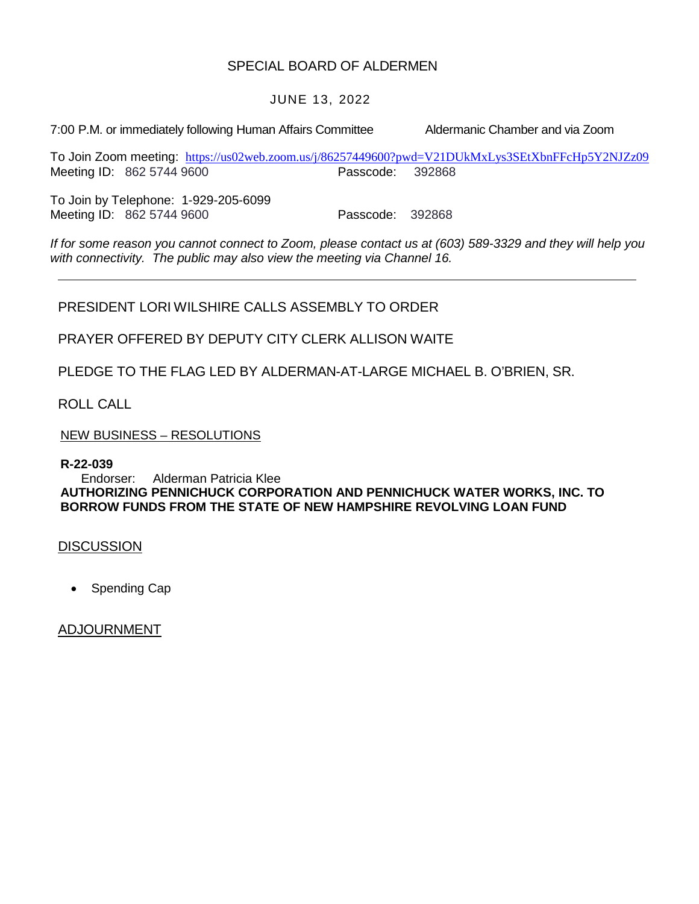# SPECIAL BOARD OF ALDERMEN

JUNE 13, 2022

7:00 P.M. or immediately following Human Affairs Committee — Aldermanic Chamber and via Zoom

To Join Zoom meeting: https://us02web.zoom.us/j/86257449600?pwd=V21DUkMxLys3SEtXbnFFcHp5Y2NJZz09
Meeting ID: 862 5744 9600 — Passcode: 392868

To Join by Telephone: 1-929-205-6099
Meeting ID: 862 5744 9600 — Passcode: 392868

*If for some reason you cannot connect to Zoom, please contact us at (603) 589-3329 and they will help you with connectivity. The public may also view the meeting via Channel 16.*

---

PRESIDENT LORI WILSHIRE CALLS ASSEMBLY TO ORDER

PRAYER OFFERED BY DEPUTY CITY CLERK ALLISON WAITE

PLEDGE TO THE FLAG LED BY ALDERMAN-AT-LARGE MICHAEL B. O'BRIEN, SR.

ROLL CALL

## NEW BUSINESS – RESOLUTIONS

**R-22-039**
Endorser: Alderman Patricia Klee
**AUTHORIZING PENNICHUCK CORPORATION AND PENNICHUCK WATER WORKS, INC. TO BORROW FUNDS FROM THE STATE OF NEW HAMPSHIRE REVOLVING LOAN FUND**

## DISCUSSION

- Spending Cap

## ADJOURNMENT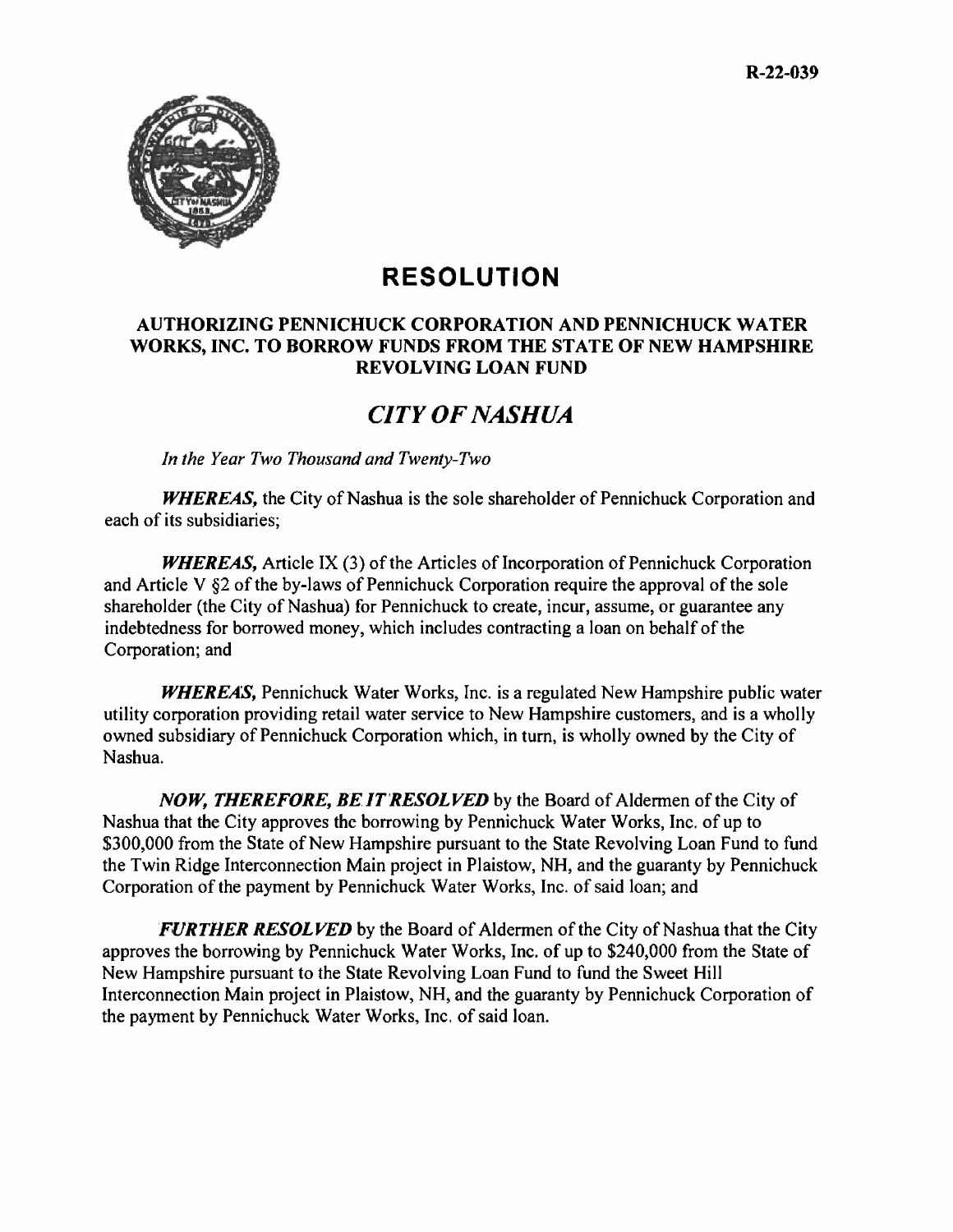R-22-039

# RESOLUTION

## AUTHORIZING PENNICHUCK CORPORATION AND PENNICHUCK WATER WORKS, INC. TO BORROW FUNDS FROM THE STATE OF NEW HAMPSHIRE REVOLVING LOAN FUND

## *CITY OF NASHUA*

*In the Year Two Thousand and Twenty-Two*

***WHEREAS,*** the City of Nashua is the sole shareholder of Pennichuck Corporation and each of its subsidiaries;

***WHEREAS,*** Article IX (3) of the Articles of Incorporation of Pennichuck Corporation and Article V §2 of the by-laws of Pennichuck Corporation require the approval of the sole shareholder (the City of Nashua) for Pennichuck to create, incur, assume, or guarantee any indebtedness for borrowed money, which includes contracting a loan on behalf of the Corporation; and

***WHEREAS,*** Pennichuck Water Works, Inc. is a regulated New Hampshire public water utility corporation providing retail water service to New Hampshire customers, and is a wholly owned subsidiary of Pennichuck Corporation which, in turn, is wholly owned by the City of Nashua.

***NOW, THEREFORE, BE IT RESOLVED*** by the Board of Aldermen of the City of Nashua that the City approves the borrowing by Pennichuck Water Works, Inc. of up to $300,000 from the State of New Hampshire pursuant to the State Revolving Loan Fund to fund the Twin Ridge Interconnection Main project in Plaistow, NH, and the guaranty by Pennichuck Corporation of the payment by Pennichuck Water Works, Inc. of said loan; and

***FURTHER RESOLVED*** by the Board of Aldermen of the City of Nashua that the City approves the borrowing by Pennichuck Water Works, Inc. of up to $240,000 from the State of New Hampshire pursuant to the State Revolving Loan Fund to fund the Sweet Hill Interconnection Main project in Plaistow, NH, and the guaranty by Pennichuck Corporation of the payment by Pennichuck Water Works, Inc. of said loan.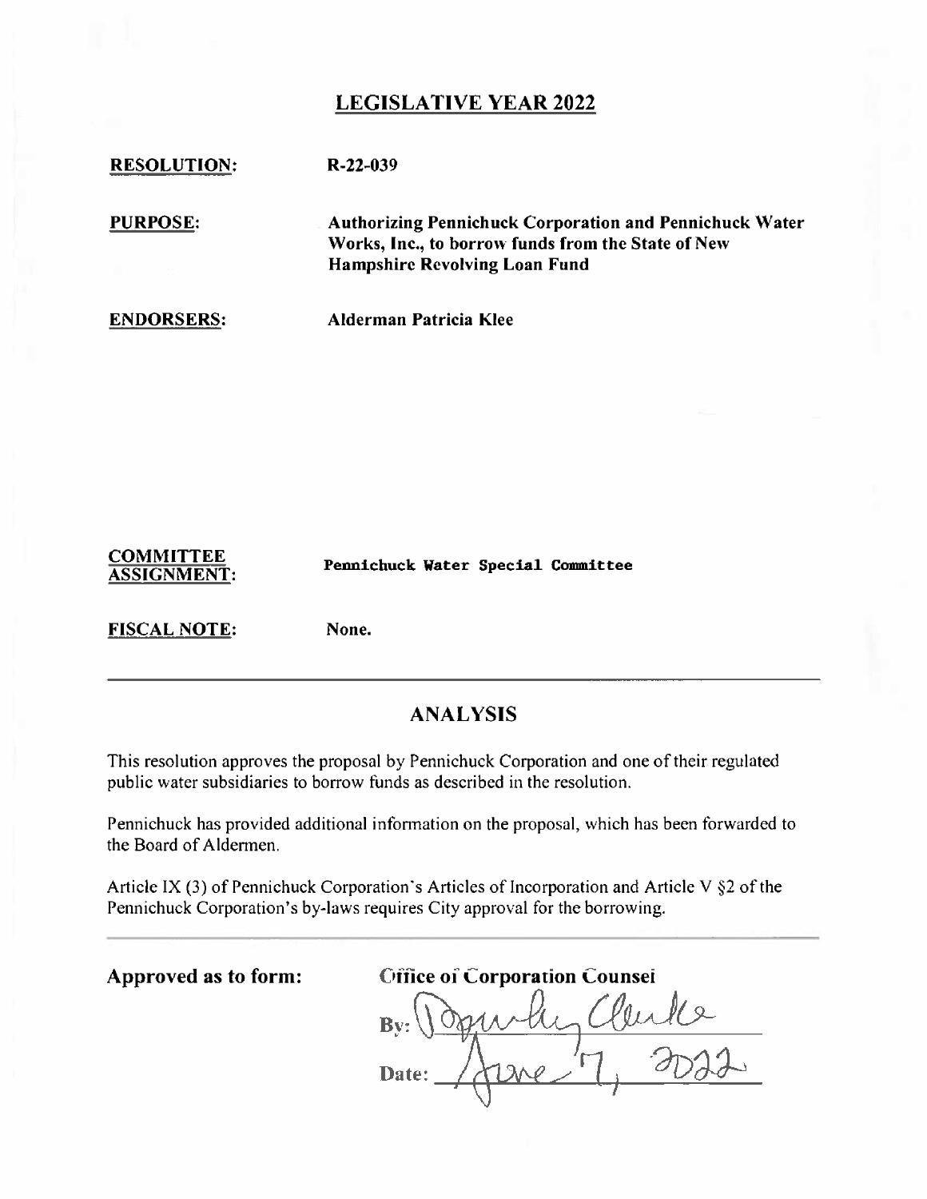# LEGISLATIVE YEAR 2022

**RESOLUTION:** R-22-039

**PURPOSE:** **Authorizing Pennichuck Corporation and Pennichuck Water Works, Inc., to borrow funds from the State of New Hampshire Revolving Loan Fund**

**ENDORSERS:** **Alderman Patricia Klee**

**COMMITTEE ASSIGNMENT:** Pennichuck Water Special Committee

**FISCAL NOTE:** None.

## ANALYSIS

This resolution approves the proposal by Pennichuck Corporation and one of their regulated public water subsidiaries to borrow funds as described in the resolution.

Pennichuck has provided additional information on the proposal, which has been forwarded to the Board of Aldermen.

Article IX (3) of Pennichuck Corporation's Articles of Incorporation and Article V §2 of the Pennichuck Corporation's by-laws requires City approval for the borrowing.

**Approved as to form:** **Office of Corporation Counsel**

By: Dorothy Clarke

Date: June 7, 2022